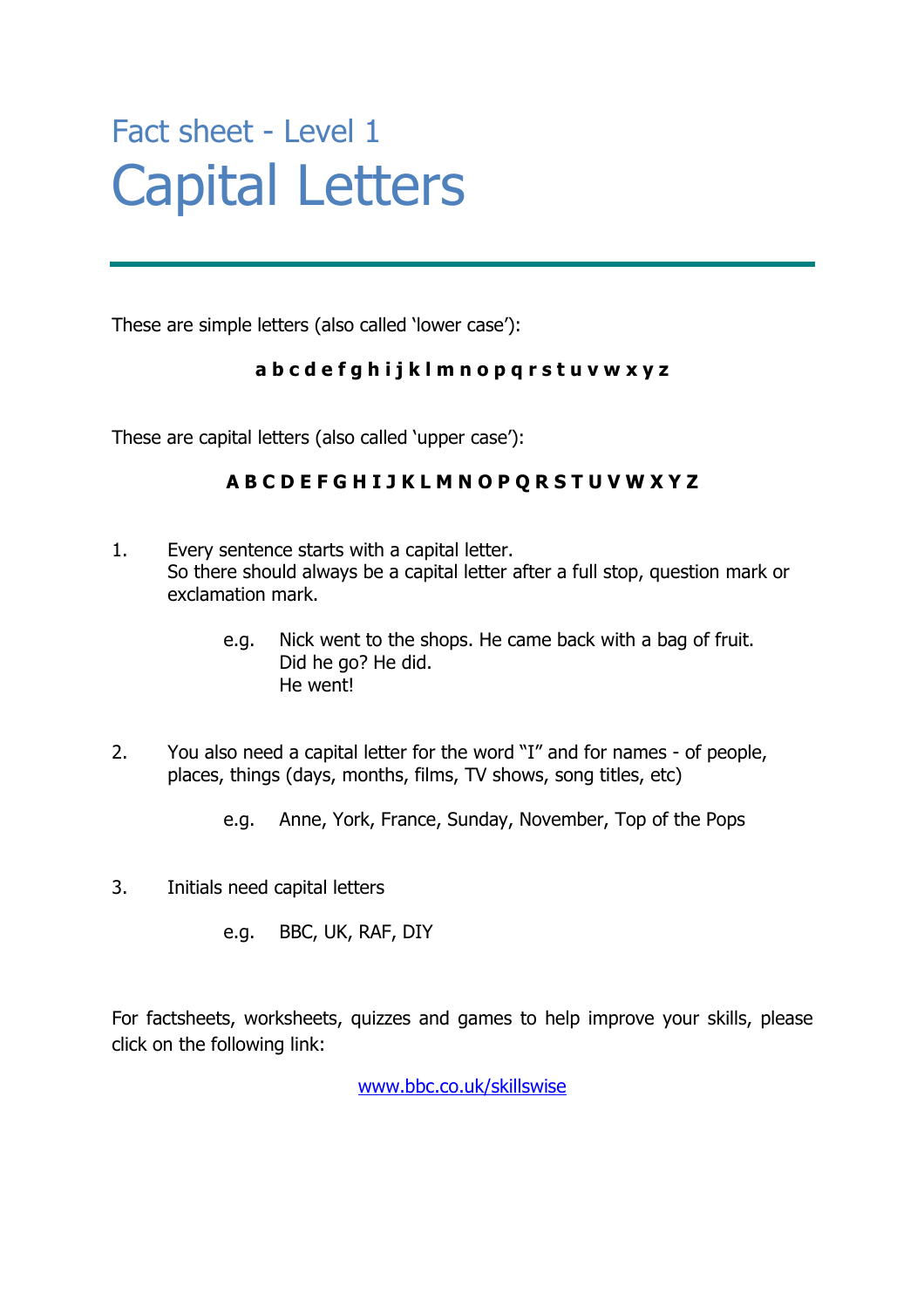Fact sheet - Level 1

# Capital Letters

These are simple letters (also called 'lower case'):

**a b c d e f g h i j k l m n o p q r s t u v w x y z**

These are capital letters (also called 'upper case'):

**A B C D E F G H I J K L M N O P Q R S T U V W X Y Z**

1. Every sentence starts with a capital letter.
   So there should always be a capital letter after a full stop, question mark or exclamation mark.

   e.g. Nick went to the shops. He came back with a bag of fruit.
   Did he go? He did.
   He went!

2. You also need a capital letter for the word "I" and for names - of people, places, things (days, months, films, TV shows, song titles, etc)

   e.g. Anne, York, France, Sunday, November, Top of the Pops

3. Initials need capital letters

   e.g. BBC, UK, RAF, DIY

For factsheets, worksheets, quizzes and games to help improve your skills, please click on the following link:

[www.bbc.co.uk/skillswise](http://www.bbc.co.uk/skillswise)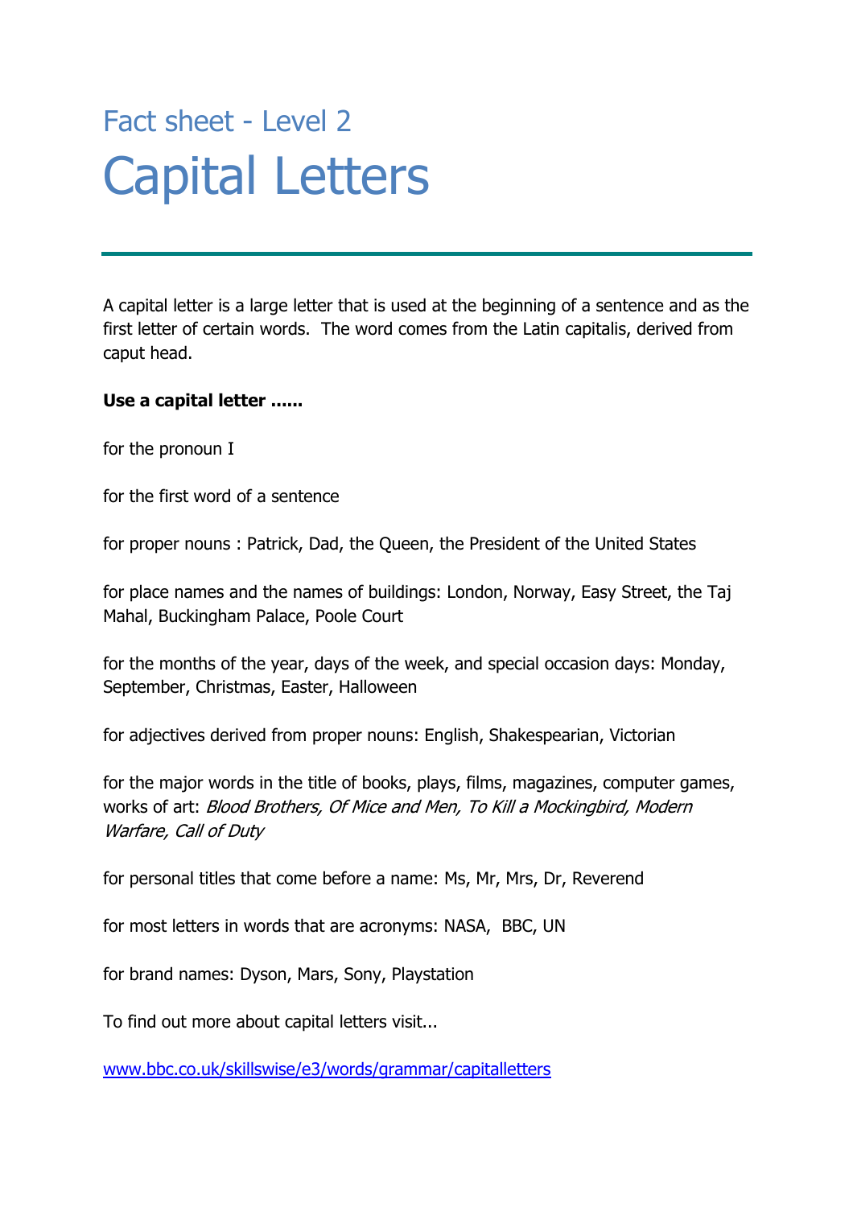# Fact sheet - Level 2

# Capital Letters

A capital letter is a large letter that is used at the beginning of a sentence and as the first letter of certain words. The word comes from the Latin capitalis, derived from caput head.

**Use a capital letter ......**

for the pronoun I

for the first word of a sentence

for proper nouns : Patrick, Dad, the Queen, the President of the United States

for place names and the names of buildings: London, Norway, Easy Street, the Taj Mahal, Buckingham Palace, Poole Court

for the months of the year, days of the week, and special occasion days: Monday, September, Christmas, Easter, Halloween

for adjectives derived from proper nouns: English, Shakespearian, Victorian

for the major words in the title of books, plays, films, magazines, computer games, works of art: *Blood Brothers, Of Mice and Men, To Kill a Mockingbird, Modern Warfare, Call of Duty*

for personal titles that come before a name: Ms, Mr, Mrs, Dr, Reverend

for most letters in words that are acronyms: NASA, BBC, UN

for brand names: Dyson, Mars, Sony, Playstation

To find out more about capital letters visit...

[www.bbc.co.uk/skillswise/e3/words/grammar/capitalletters](http://www.bbc.co.uk/skillswise/e3/words/grammar/capitalletters)